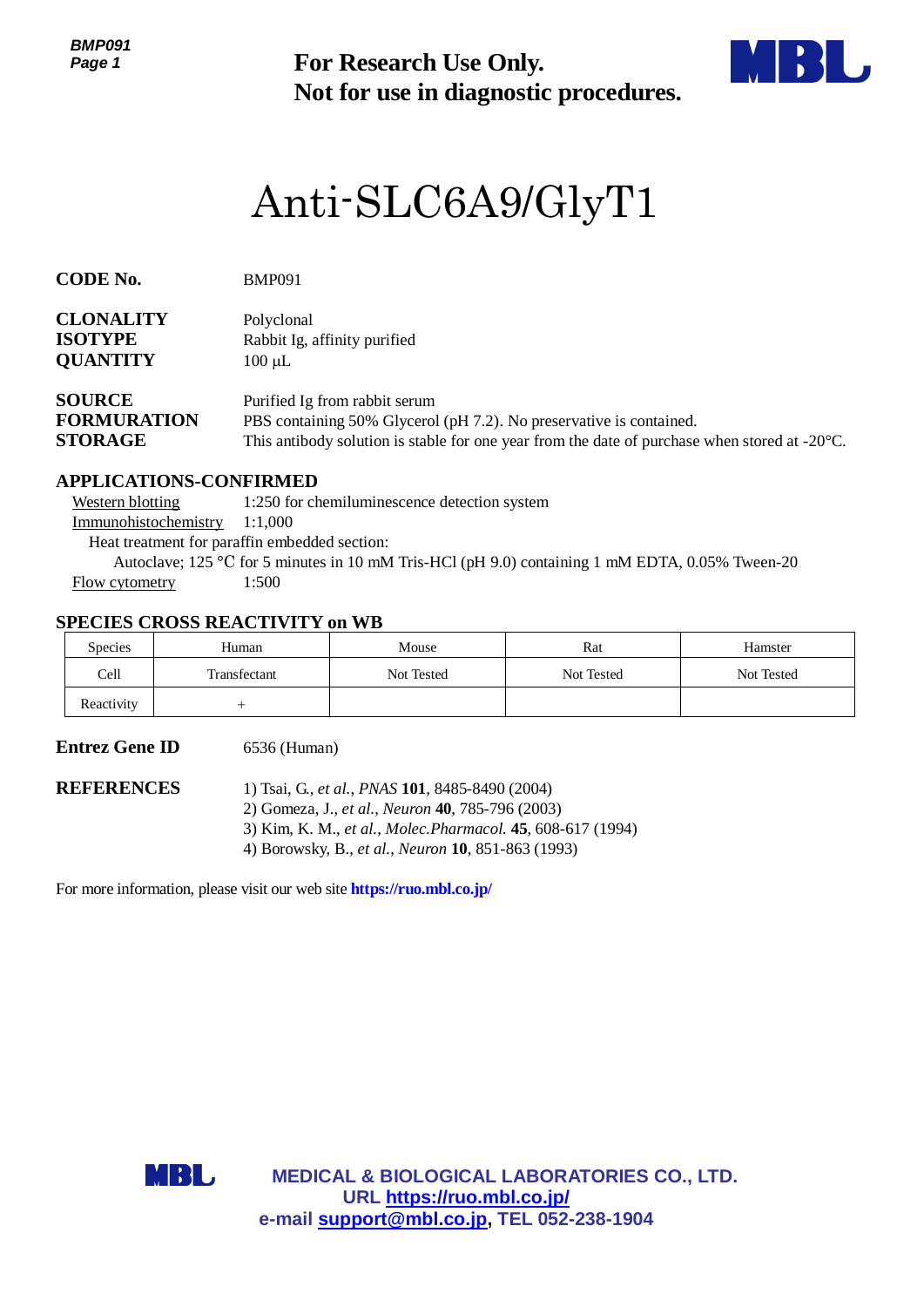**For Research Use Only.**
**Not for use in diagnostic procedures.**

# Anti-SLC6A9/GlyT1

**CODE No.** BMP091

**CLONALITY** Polyclonal
**ISOTYPE** Rabbit Ig, affinity purified
**QUANTITY** 100 µL

**SOURCE** Purified Ig from rabbit serum
**FORMURATION** PBS containing 50% Glycerol (pH 7.2). No preservative is contained.
**STORAGE** This antibody solution is stable for one year from the date of purchase when stored at -20°C.

## APPLICATIONS-CONFIRMED

Western blotting 1:250 for chemiluminescence detection system
Immunohistochemistry 1:1,000
Heat treatment for paraffin embedded section:
Autoclave; 125 °C for 5 minutes in 10 mM Tris-HCl (pH 9.0) containing 1 mM EDTA, 0.05% Tween-20
Flow cytometry 1:500

## SPECIES CROSS REACTIVITY on WB

| Species | Human | Mouse | Rat | Hamster |
|---|---|---|---|---|
| Cell | Transfectant | Not Tested | Not Tested | Not Tested |
| Reactivity | + | | | |

**Entrez Gene ID** 6536 (Human)

**REFERENCES**
1) Tsai, G., *et al.*, *PNAS* **101**, 8485-8490 (2004)
2) Gomeza, J., *et al.*, *Neuron* **40**, 785-796 (2003)
3) Kim, K. M., *et al.*, *Molec.Pharmacol.* **45**, 608-617 (1994)
4) Borowsky, B., *et al.*, *Neuron* **10**, 851-863 (1993)

For more information, please visit our web site **https://ruo.mbl.co.jp/**

**MEDICAL & BIOLOGICAL LABORATORIES CO., LTD.**
**URL https://ruo.mbl.co.jp/**
**e-mail support@mbl.co.jp, TEL 052-238-1904**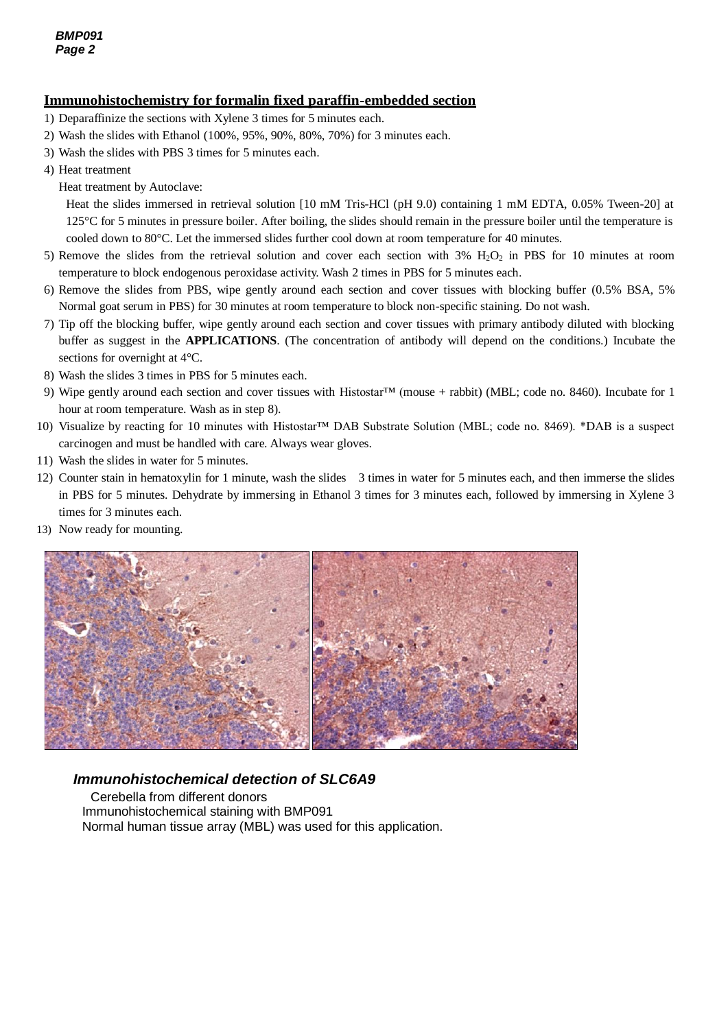## Immunohistochemistry for formalin fixed paraffin-embedded section

1) Deparaffinize the sections with Xylene 3 times for 5 minutes each.
2) Wash the slides with Ethanol (100%, 95%, 90%, 80%, 70%) for 3 minutes each.
3) Wash the slides with PBS 3 times for 5 minutes each.
4) Heat treatment

   Heat treatment by Autoclave:

   Heat the slides immersed in retrieval solution [10 mM Tris-HCl (pH 9.0) containing 1 mM EDTA, 0.05% Tween-20] at 125°C for 5 minutes in pressure boiler. After boiling, the slides should remain in the pressure boiler until the temperature is cooled down to 80°C. Let the immersed slides further cool down at room temperature for 40 minutes.
5) Remove the slides from the retrieval solution and cover each section with 3% $H_2O_2$ in PBS for 10 minutes at room temperature to block endogenous peroxidase activity. Wash 2 times in PBS for 5 minutes each.
6) Remove the slides from PBS, wipe gently around each section and cover tissues with blocking buffer (0.5% BSA, 5% Normal goat serum in PBS) for 30 minutes at room temperature to block non-specific staining. Do not wash.
7) Tip off the blocking buffer, wipe gently around each section and cover tissues with primary antibody diluted with blocking buffer as suggest in the **APPLICATIONS**. (The concentration of antibody will depend on the conditions.) Incubate the sections for overnight at 4°C.
8) Wash the slides 3 times in PBS for 5 minutes each.
9) Wipe gently around each section and cover tissues with Histostar™ (mouse + rabbit) (MBL; code no. 8460). Incubate for 1 hour at room temperature. Wash as in step 8).
10) Visualize by reacting for 10 minutes with Histostar™ DAB Substrate Solution (MBL; code no. 8469). *DAB is a suspect carcinogen and must be handled with care. Always wear gloves.
11) Wash the slides in water for 5 minutes.
12) Counter stain in hematoxylin for 1 minute, wash the slides 3 times in water for 5 minutes each, and then immerse the slides in PBS for 5 minutes. Dehydrate by immersing in Ethanol 3 times for 3 minutes each, followed by immersing in Xylene 3 times for 3 minutes each.
13) Now ready for mounting.

***Immunohistochemical detection of SLC6A9***

Cerebella from different donors
Immunohistochemical staining with BMP091
Normal human tissue array (MBL) was used for this application.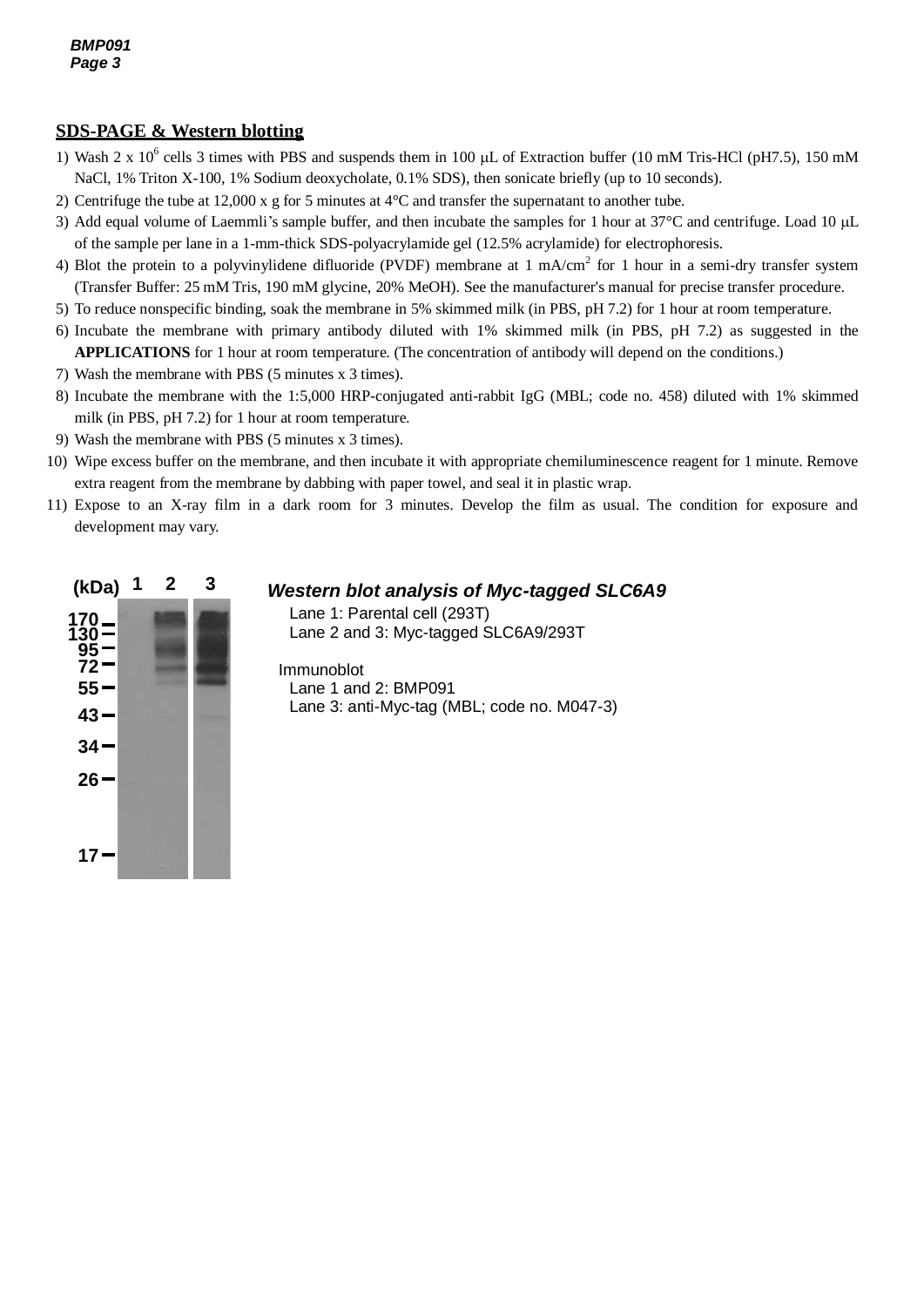## SDS-PAGE & Western blotting

1) Wash 2 x $10^6$ cells 3 times with PBS and suspends them in 100 μL of Extraction buffer (10 mM Tris-HCl (pH7.5), 150 mM NaCl, 1% Triton X-100, 1% Sodium deoxycholate, 0.1% SDS), then sonicate briefly (up to 10 seconds).
2) Centrifuge the tube at 12,000 x g for 5 minutes at 4°C and transfer the supernatant to another tube.
3) Add equal volume of Laemmli's sample buffer, and then incubate the samples for 1 hour at 37°C and centrifuge. Load 10 μL of the sample per lane in a 1-mm-thick SDS-polyacrylamide gel (12.5% acrylamide) for electrophoresis.
4) Blot the protein to a polyvinylidene difluoride (PVDF) membrane at 1 mA/$cm^2$ for 1 hour in a semi-dry transfer system (Transfer Buffer: 25 mM Tris, 190 mM glycine, 20% MeOH). See the manufacturer's manual for precise transfer procedure.
5) To reduce nonspecific binding, soak the membrane in 5% skimmed milk (in PBS, pH 7.2) for 1 hour at room temperature.
6) Incubate the membrane with primary antibody diluted with 1% skimmed milk (in PBS, pH 7.2) as suggested in the **APPLICATIONS** for 1 hour at room temperature. (The concentration of antibody will depend on the conditions.)
7) Wash the membrane with PBS (5 minutes x 3 times).
8) Incubate the membrane with the 1:5,000 HRP-conjugated anti-rabbit IgG (MBL; code no. 458) diluted with 1% skimmed milk (in PBS, pH 7.2) for 1 hour at room temperature.
9) Wash the membrane with PBS (5 minutes x 3 times).
10) Wipe excess buffer on the membrane, and then incubate it with appropriate chemiluminescence reagent for 1 minute. Remove extra reagent from the membrane by dabbing with paper towel, and seal it in plastic wrap.
11) Expose to an X-ray film in a dark room for 3 minutes. Develop the film as usual. The condition for exposure and development may vary.

(kDa) 1 2 3

170, 130, 95, 72, 55, 43, 34, 26, 17

***Western blot analysis of Myc-tagged SLC6A9***

Lane 1: Parental cell (293T)
Lane 2 and 3: Myc-tagged SLC6A9/293T

Immunoblot
Lane 1 and 2: BMP091
Lane 3: anti-Myc-tag (MBL; code no. M047-3)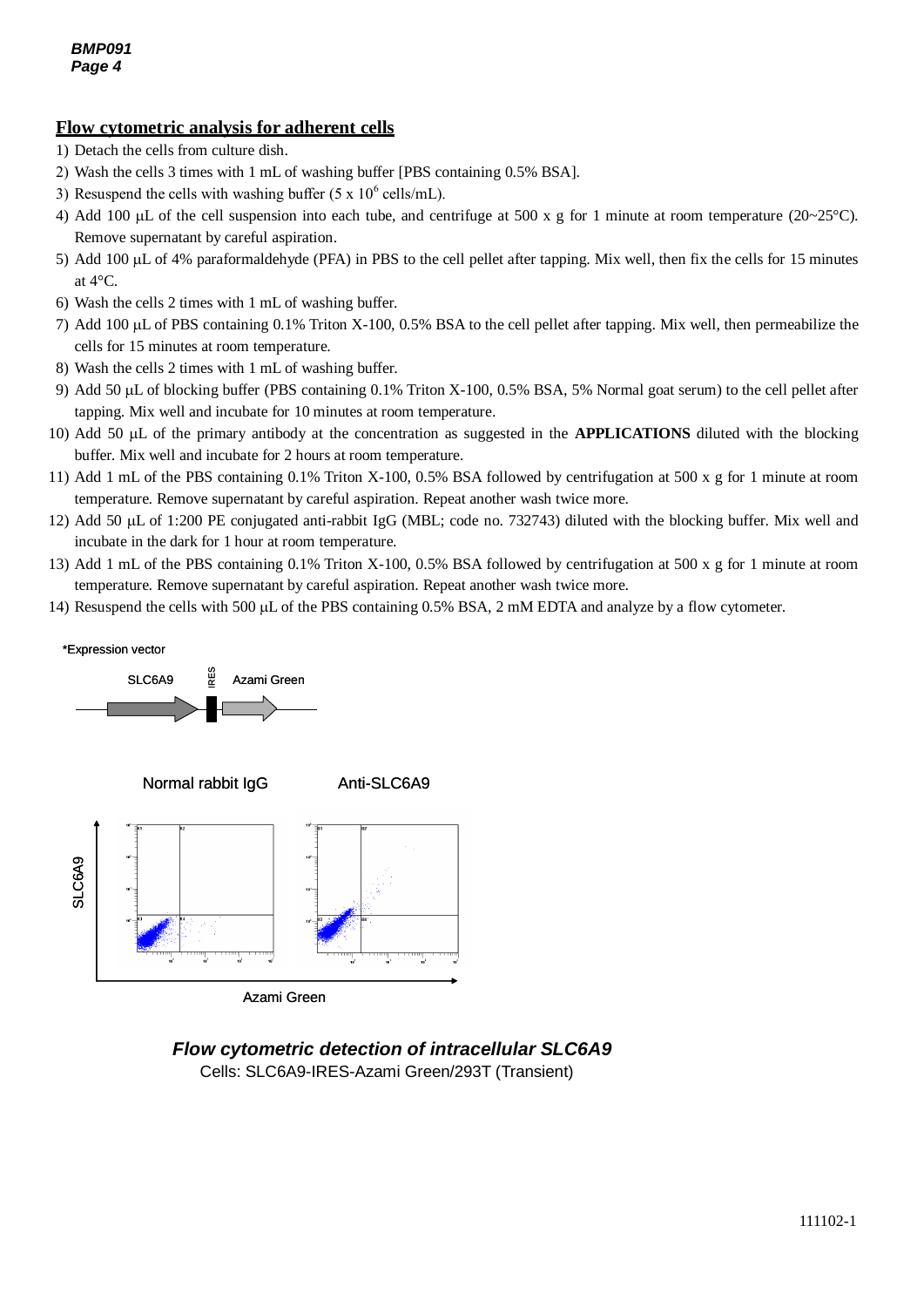## Flow cytometric analysis for adherent cells

1) Detach the cells from culture dish.
2) Wash the cells 3 times with 1 mL of washing buffer [PBS containing 0.5% BSA].
3) Resuspend the cells with washing buffer (5 x $10^6$ cells/mL).
4) Add 100 µL of the cell suspension into each tube, and centrifuge at 500 x g for 1 minute at room temperature (20~25°C). Remove supernatant by careful aspiration.
5) Add 100 µL of 4% paraformaldehyde (PFA) in PBS to the cell pellet after tapping. Mix well, then fix the cells for 15 minutes at 4°C.
6) Wash the cells 2 times with 1 mL of washing buffer.
7) Add 100 µL of PBS containing 0.1% Triton X-100, 0.5% BSA to the cell pellet after tapping. Mix well, then permeabilize the cells for 15 minutes at room temperature.
8) Wash the cells 2 times with 1 mL of washing buffer.
9) Add 50 µL of blocking buffer (PBS containing 0.1% Triton X-100, 0.5% BSA, 5% Normal goat serum) to the cell pellet after tapping. Mix well and incubate for 10 minutes at room temperature.
10) Add 50 µL of the primary antibody at the concentration as suggested in the **APPLICATIONS** diluted with the blocking buffer. Mix well and incubate for 2 hours at room temperature.
11) Add 1 mL of the PBS containing 0.1% Triton X-100, 0.5% BSA followed by centrifugation at 500 x g for 1 minute at room temperature. Remove supernatant by careful aspiration. Repeat another wash twice more.
12) Add 50 µL of 1:200 PE conjugated anti-rabbit IgG (MBL; code no. 732743) diluted with the blocking buffer. Mix well and incubate in the dark for 1 hour at room temperature.
13) Add 1 mL of the PBS containing 0.1% Triton X-100, 0.5% BSA followed by centrifugation at 500 x g for 1 minute at room temperature. Remove supernatant by careful aspiration. Repeat another wash twice more.
14) Resuspend the cells with 500 µL of the PBS containing 0.5% BSA, 2 mM EDTA and analyze by a flow cytometer.

*Expression vector

SLC6A9 IRES Azami Green

Normal rabbit IgG

Anti-SLC6A9

SLC6A9

Azami Green

***Flow cytometric detection of intracellular SLC6A9***

Cells: SLC6A9-IRES-Azami Green/293T (Transient)